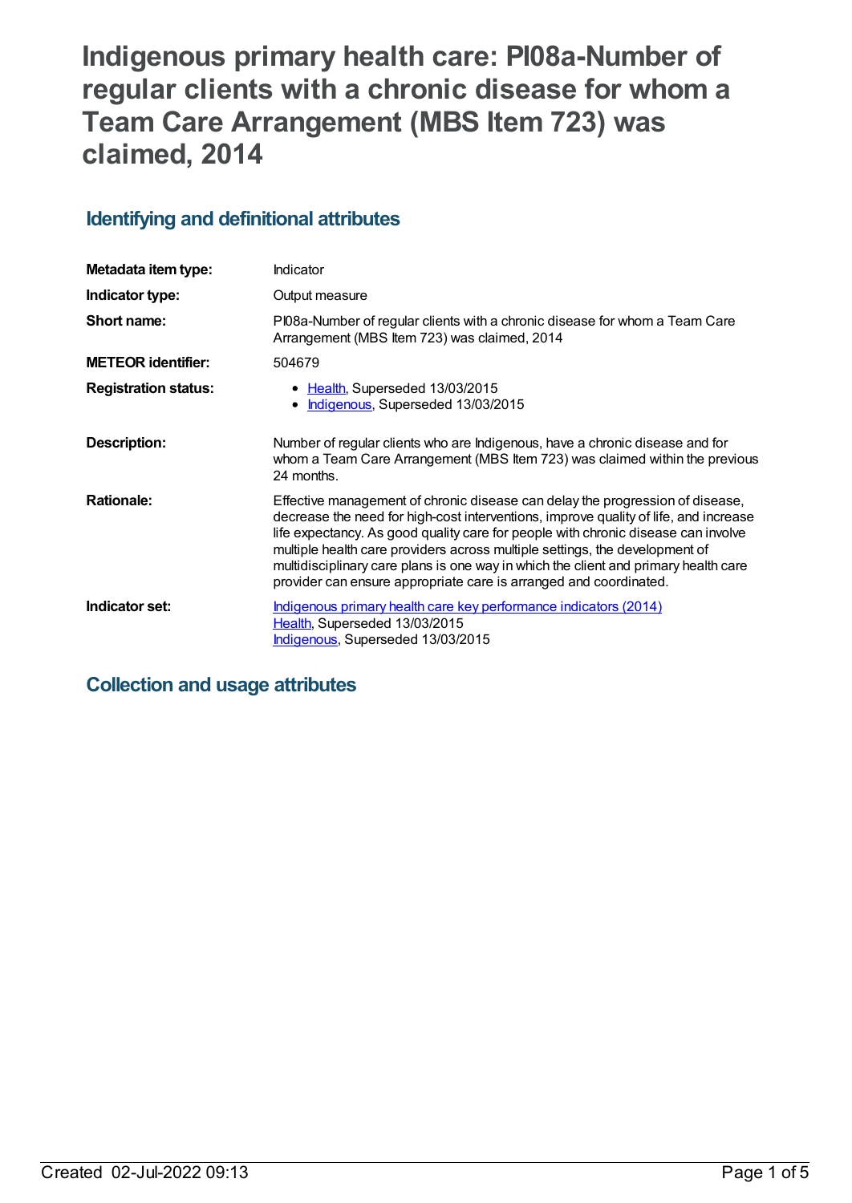# Indigenous primary health care: PI08a-Number of regular clients with a chronic disease for whom a Team Care Arrangement (MBS Item 723) was claimed, 2014

## Identifying and definitional attributes

| | |
|---|---|
| **Metadata item type:** | Indicator |
| **Indicator type:** | Output measure |
| **Short name:** | PI08a-Number of regular clients with a chronic disease for whom a Team Care Arrangement (MBS Item 723) was claimed, 2014 |
| **METEOR identifier:** | 504679 |
| **Registration status:** | • Health, Superseded 13/03/2015<br>• Indigenous, Superseded 13/03/2015 |
| **Description:** | Number of regular clients who are Indigenous, have a chronic disease and for whom a Team Care Arrangement (MBS Item 723) was claimed within the previous 24 months. |
| **Rationale:** | Effective management of chronic disease can delay the progression of disease, decrease the need for high-cost interventions, improve quality of life, and increase life expectancy. As good quality care for people with chronic disease can involve multiple health care providers across multiple settings, the development of multidisciplinary care plans is one way in which the client and primary health care provider can ensure appropriate care is arranged and coordinated. |
| **Indicator set:** | Indigenous primary health care key performance indicators (2014)<br>Health, Superseded 13/03/2015<br>Indigenous, Superseded 13/03/2015 |

## Collection and usage attributes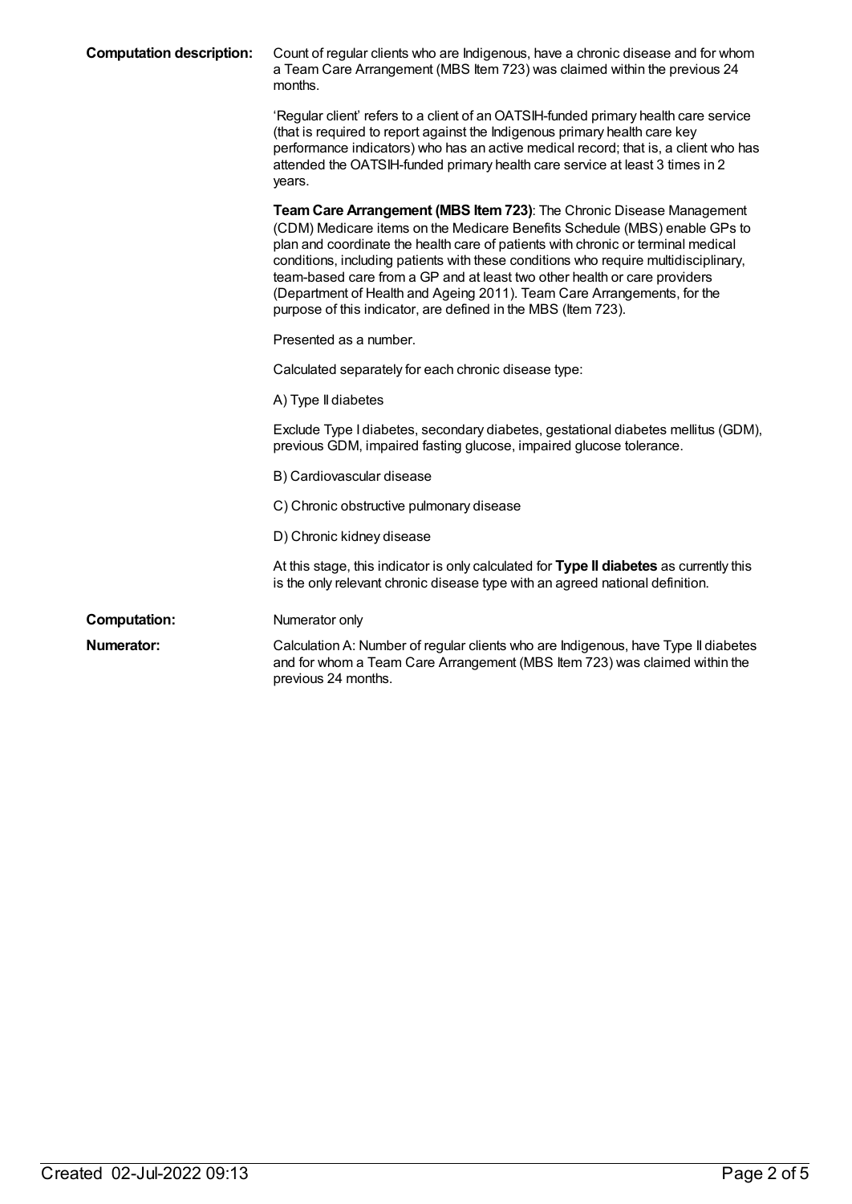**Computation description:** Count of regular clients who are Indigenous, have a chronic disease and for whom a Team Care Arrangement (MBS Item 723) was claimed within the previous 24 months.

'Regular client' refers to a client of an OATSIH-funded primary health care service (that is required to report against the Indigenous primary health care key performance indicators) who has an active medical record; that is, a client who has attended the OATSIH-funded primary health care service at least 3 times in 2 years.

**Team Care Arrangement (MBS Item 723)**: The Chronic Disease Management (CDM) Medicare items on the Medicare Benefits Schedule (MBS) enable GPs to plan and coordinate the health care of patients with chronic or terminal medical conditions, including patients with these conditions who require multidisciplinary, team-based care from a GP and at least two other health or care providers (Department of Health and Ageing 2011). Team Care Arrangements, for the purpose of this indicator, are defined in the MBS (Item 723).

Presented as a number.

Calculated separately for each chronic disease type:

A) Type II diabetes

Exclude Type I diabetes, secondary diabetes, gestational diabetes mellitus (GDM), previous GDM, impaired fasting glucose, impaired glucose tolerance.

B) Cardiovascular disease

C) Chronic obstructive pulmonary disease

D) Chronic kidney disease

At this stage, this indicator is only calculated for **Type II diabetes** as currently this is the only relevant chronic disease type with an agreed national definition.

**Computation:** Numerator only

**Numerator:** Calculation A: Number of regular clients who are Indigenous, have Type II diabetes and for whom a Team Care Arrangement (MBS Item 723) was claimed within the previous 24 months.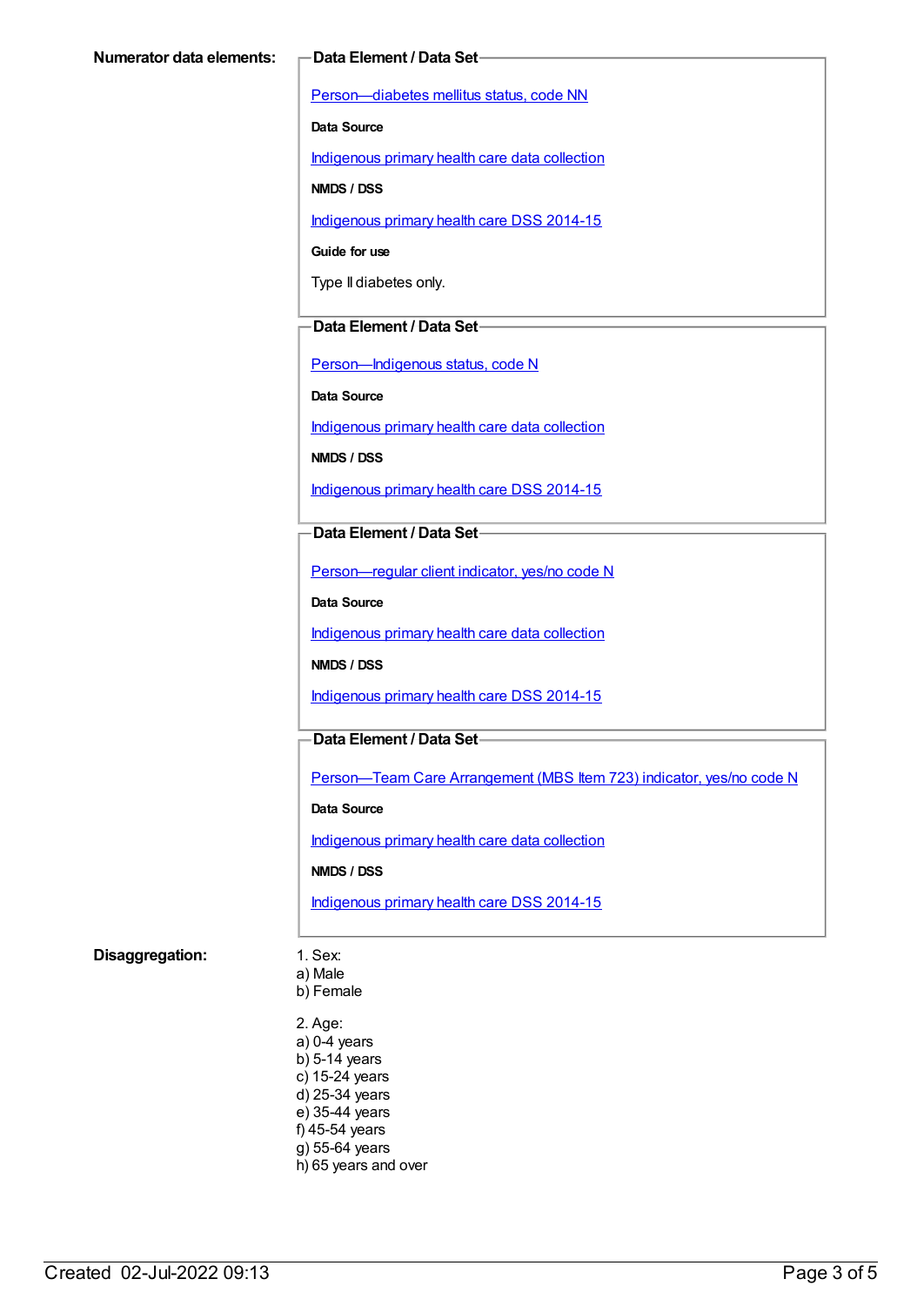**Numerator data elements:**

**Data Element / Data Set**

Person—diabetes mellitus status, code NN

**Data Source**

Indigenous primary health care data collection

**NMDS / DSS**

Indigenous primary health care DSS 2014-15

**Guide for use**

Type II diabetes only.

**Data Element / Data Set**

Person—Indigenous status, code N

**Data Source**

Indigenous primary health care data collection

**NMDS / DSS**

Indigenous primary health care DSS 2014-15

**Data Element / Data Set**

Person—regular client indicator, yes/no code N

**Data Source**

Indigenous primary health care data collection

**NMDS / DSS**

Indigenous primary health care DSS 2014-15

**Data Element / Data Set**

Person—Team Care Arrangement (MBS Item 723) indicator, yes/no code N

**Data Source**

Indigenous primary health care data collection

**NMDS / DSS**

Indigenous primary health care DSS 2014-15

**Disaggregation:**

1. Sex:
a) Male
b) Female

2. Age:
a) 0-4 years
b) 5-14 years
c) 15-24 years
d) 25-34 years
e) 35-44 years
f) 45-54 years
g) 55-64 years
h) 65 years and over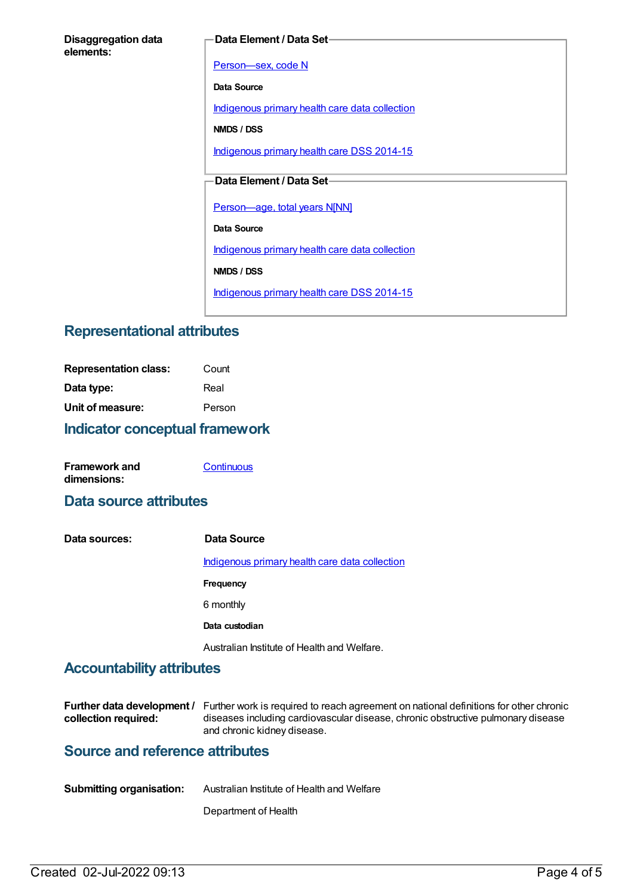**Disaggregation data elements:**

**Data Element / Data Set**

Person—sex, code N

**Data Source**

Indigenous primary health care data collection

**NMDS / DSS**

Indigenous primary health care DSS 2014-15

**Data Element / Data Set**

Person—age, total years N[NN]

**Data Source**

Indigenous primary health care data collection

**NMDS / DSS**

Indigenous primary health care DSS 2014-15

## Representational attributes

**Representation class:** Count

**Data type:** Real

**Unit of measure:** Person

## Indicator conceptual framework

**Framework and dimensions:** Continuous

## Data source attributes

**Data sources:**

**Data Source**

Indigenous primary health care data collection

**Frequency**

6 monthly

**Data custodian**

Australian Institute of Health and Welfare.

## Accountability attributes

**Further data development / collection required:** Further work is required to reach agreement on national definitions for other chronic diseases including cardiovascular disease, chronic obstructive pulmonary disease and chronic kidney disease.

## Source and reference attributes

**Submitting organisation:** Australian Institute of Health and Welfare

Department of Health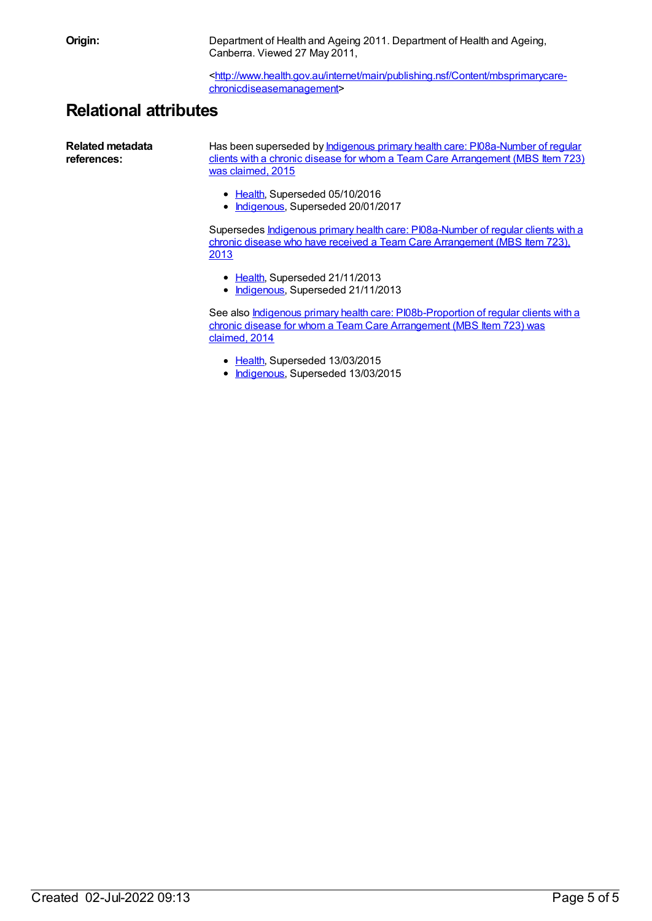**Origin:** Department of Health and Ageing 2011. Department of Health and Ageing, Canberra. Viewed 27 May 2011,

<http://www.health.gov.au/internet/main/publishing.nsf/Content/mbsprimarycare-chronicdiseasemanagement>

## Relational attributes

**Related metadata references:**

Has been superseded by Indigenous primary health care: PI08a-Number of regular clients with a chronic disease for whom a Team Care Arrangement (MBS Item 723) was claimed, 2015

- Health, Superseded 05/10/2016
- Indigenous, Superseded 20/01/2017

Supersedes Indigenous primary health care: PI08a-Number of regular clients with a chronic disease who have received a Team Care Arrangement (MBS Item 723), 2013

- Health, Superseded 21/11/2013
- Indigenous, Superseded 21/11/2013

See also Indigenous primary health care: PI08b-Proportion of regular clients with a chronic disease for whom a Team Care Arrangement (MBS Item 723) was claimed, 2014

- Health, Superseded 13/03/2015
- Indigenous, Superseded 13/03/2015